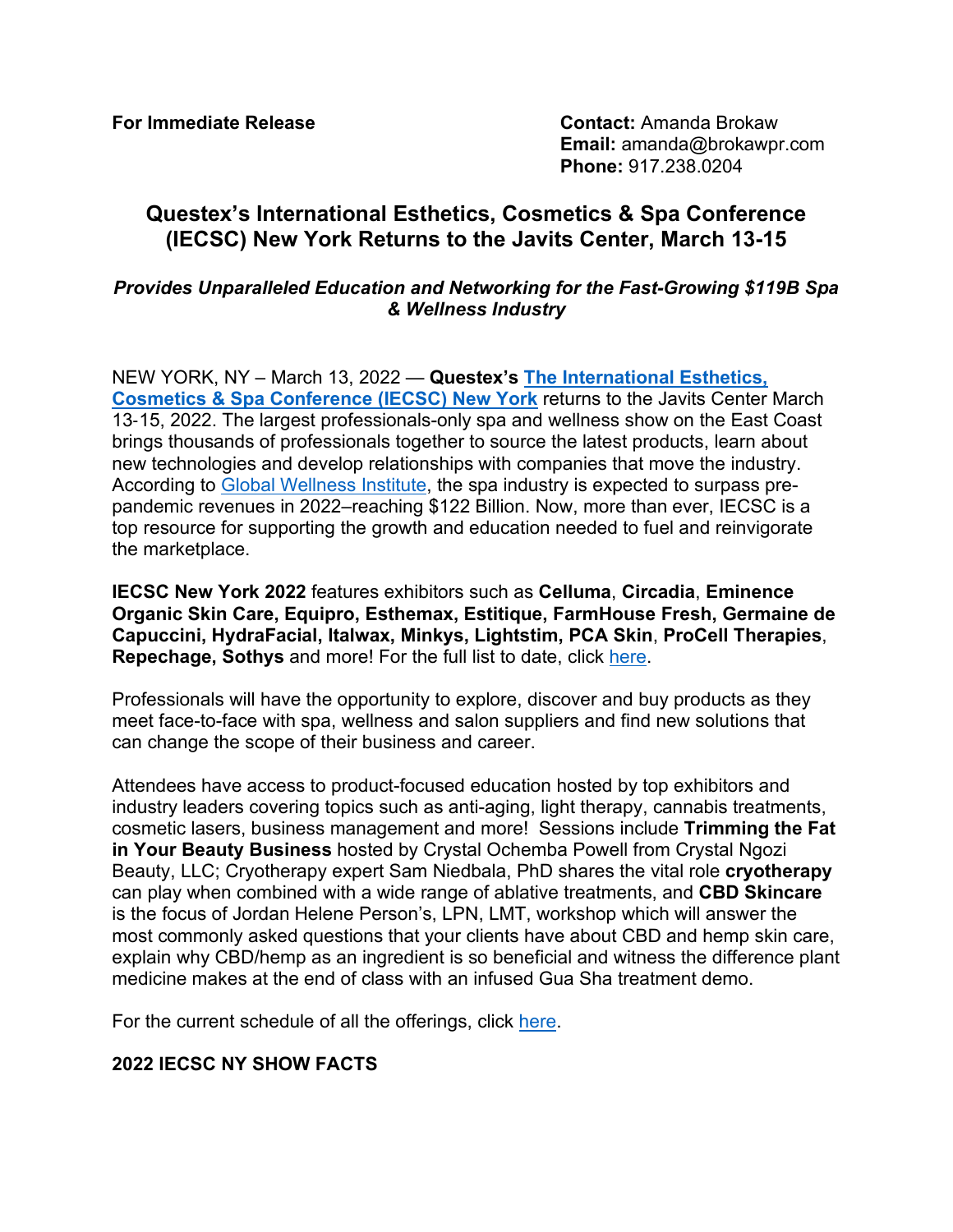**For Immediate Release**

**Contact:** Amanda Brokaw
**Email:** amanda@brokawpr.com
**Phone:** 917.238.0204

# Questex's International Esthetics, Cosmetics & Spa Conference (IECSC) New York Returns to the Javits Center, March 13-15

***Provides Unparalleled Education and Networking for the Fast-Growing $119B Spa & Wellness Industry***

NEW YORK, NY – March 13, 2022 — **Questex's The International Esthetics, Cosmetics & Spa Conference (IECSC) New York** returns to the Javits Center March 13-15, 2022. The largest professionals-only spa and wellness show on the East Coast brings thousands of professionals together to source the latest products, learn about new technologies and develop relationships with companies that move the industry. According to Global Wellness Institute, the spa industry is expected to surpass pre-pandemic revenues in 2022–reaching $122 Billion. Now, more than ever, IECSC is a top resource for supporting the growth and education needed to fuel and reinvigorate the marketplace.

**IECSC New York 2022** features exhibitors such as **Celluma**, **Circadia**, **Eminence Organic Skin Care, Equipro, Esthemax, Estitique, FarmHouse Fresh, Germaine de Capuccini, HydraFacial, Italwax, Minkys, Lightstim, PCA Skin**, **ProCell Therapies**, **Repechage, Sothys** and more! For the full list to date, click here.

Professionals will have the opportunity to explore, discover and buy products as they meet face-to-face with spa, wellness and salon suppliers and find new solutions that can change the scope of their business and career.

Attendees have access to product-focused education hosted by top exhibitors and industry leaders covering topics such as anti-aging, light therapy, cannabis treatments, cosmetic lasers, business management and more! Sessions include **Trimming the Fat in Your Beauty Business** hosted by Crystal Ochemba Powell from Crystal Ngozi Beauty, LLC; Cryotherapy expert Sam Niedbala, PhD shares the vital role **cryotherapy** can play when combined with a wide range of ablative treatments, and **CBD Skincare** is the focus of Jordan Helene Person's, LPN, LMT, workshop which will answer the most commonly asked questions that your clients have about CBD and hemp skin care, explain why CBD/hemp as an ingredient is so beneficial and witness the difference plant medicine makes at the end of class with an infused Gua Sha treatment demo.

For the current schedule of all the offerings, click here.

**2022 IECSC NY SHOW FACTS**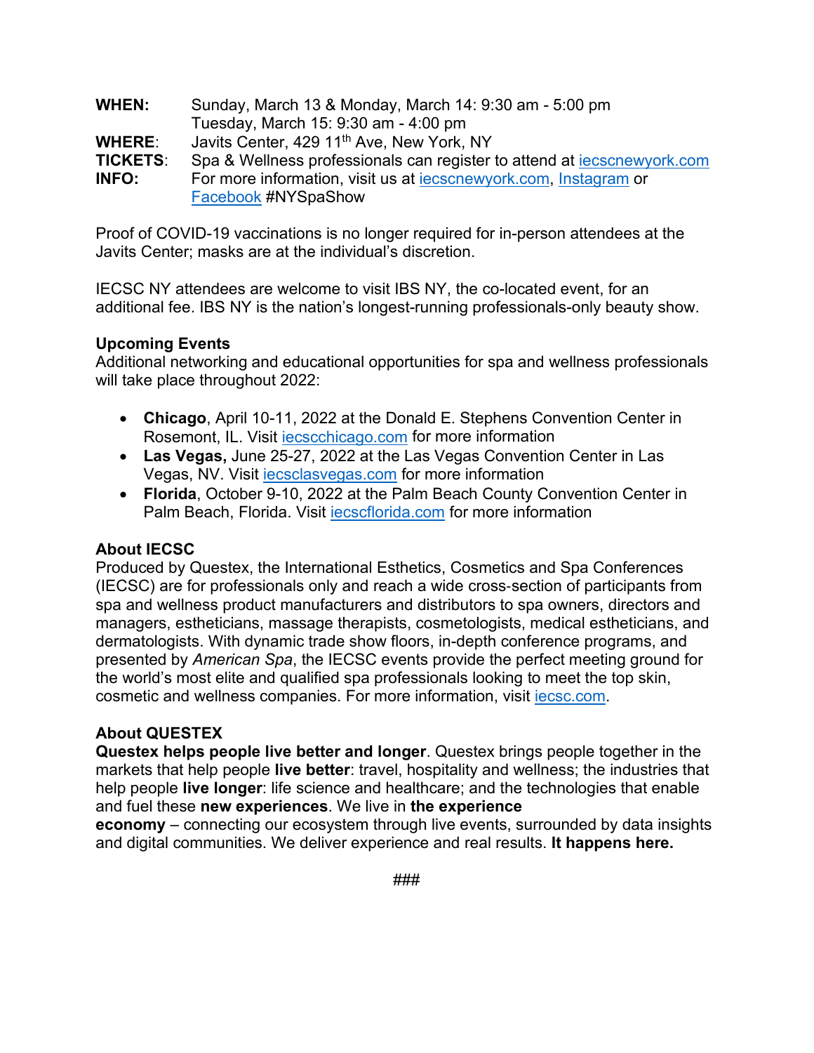**WHEN:** Sunday, March 13 & Monday, March 14: 9:30 am - 5:00 pm
Tuesday, March 15: 9:30 am - 4:00 pm
**WHERE**: Javits Center, 429 11th Ave, New York, NY
**TICKETS**: Spa & Wellness professionals can register to attend at iecscnewyork.com
**INFO:** For more information, visit us at iecscnewyork.com, Instagram or Facebook #NYSpaShow

Proof of COVID-19 vaccinations is no longer required for in-person attendees at the Javits Center; masks are at the individual's discretion.

IECSC NY attendees are welcome to visit IBS NY, the co-located event, for an additional fee. IBS NY is the nation's longest-running professionals-only beauty show.

**Upcoming Events**
Additional networking and educational opportunities for spa and wellness professionals will take place throughout 2022:

- **Chicago**, April 10-11, 2022 at the Donald E. Stephens Convention Center in Rosemont, IL. Visit iecscchicago.com for more information
- **Las Vegas,** June 25-27, 2022 at the Las Vegas Convention Center in Las Vegas, NV. Visit iecsclasvegas.com for more information
- **Florida**, October 9-10, 2022 at the Palm Beach County Convention Center in Palm Beach, Florida. Visit iecscflorida.com for more information

**About IECSC**
Produced by Questex, the International Esthetics, Cosmetics and Spa Conferences (IECSC) are for professionals only and reach a wide cross-section of participants from spa and wellness product manufacturers and distributors to spa owners, directors and managers, estheticians, massage therapists, cosmetologists, medical estheticians, and dermatologists. With dynamic trade show floors, in-depth conference programs, and presented by *American Spa*, the IECSC events provide the perfect meeting ground for the world's most elite and qualified spa professionals looking to meet the top skin, cosmetic and wellness companies. For more information, visit iecsc.com.

**About QUESTEX**
**Questex helps people live better and longer**. Questex brings people together in the markets that help people **live better**: travel, hospitality and wellness; the industries that help people **live longer**: life science and healthcare; and the technologies that enable and fuel these **new experiences**. We live in **the experience economy** – connecting our ecosystem through live events, surrounded by data insights and digital communities. We deliver experience and real results. **It happens here.**

###